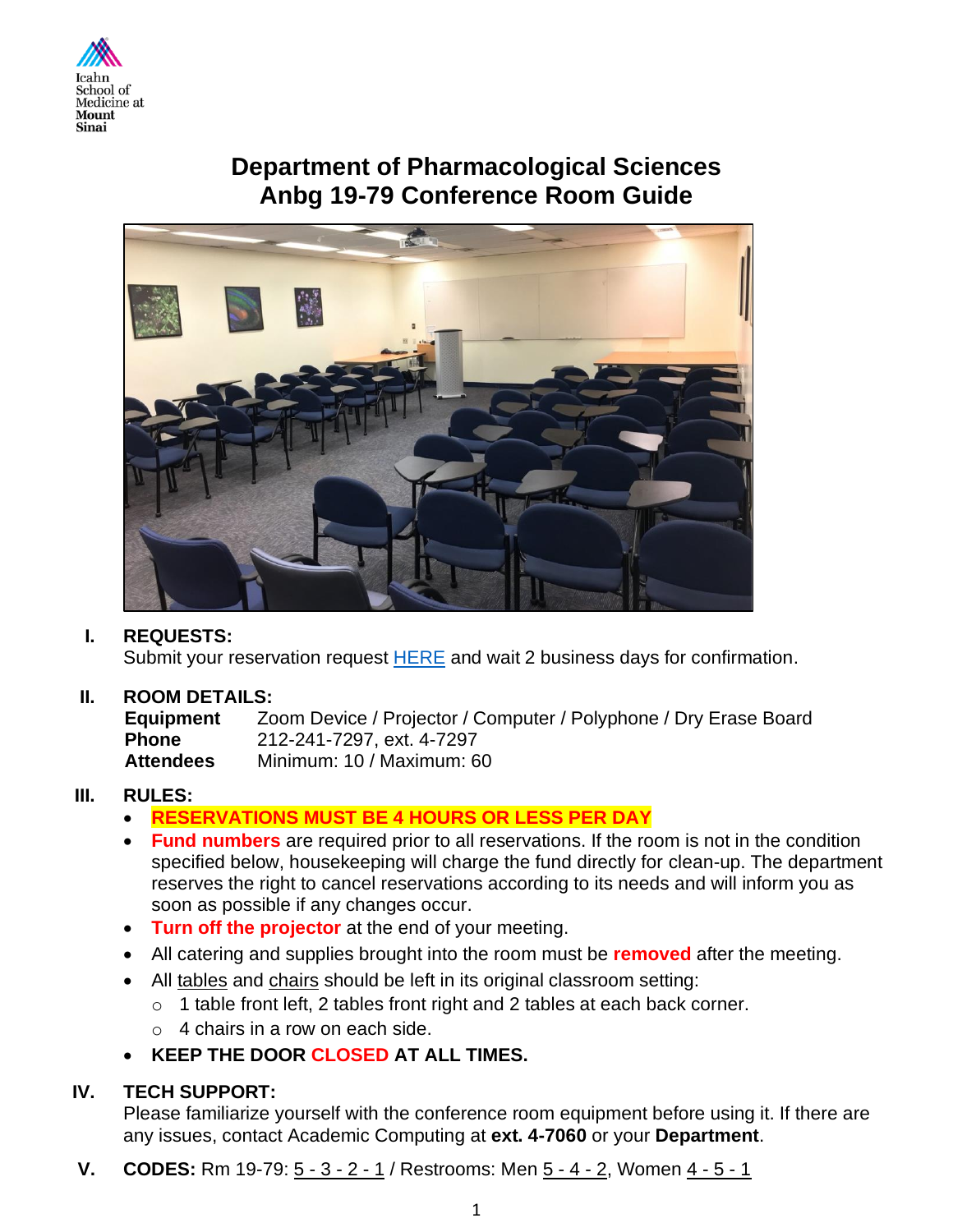Icahn School of Medicine at Mount Sinai

# Department of Pharmacological Sciences
# Anbg 19-79 Conference Room Guide

## I. REQUESTS:

Submit your reservation request HERE and wait 2 business days for confirmation.

## II. ROOM DETAILS:

| | |
|---|---|
| **Equipment** | Zoom Device / Projector / Computer / Polyphone / Dry Erase Board |
| **Phone** | 212-241-7297, ext. 4-7297 |
| **Attendees** | Minimum: 10 / Maximum: 60 |

## III. RULES:

- **RESERVATIONS MUST BE 4 HOURS OR LESS PER DAY**
- **Fund numbers** are required prior to all reservations. If the room is not in the condition specified below, housekeeping will charge the fund directly for clean-up. The department reserves the right to cancel reservations according to its needs and will inform you as soon as possible if any changes occur.
- **Turn off the projector** at the end of your meeting.
- All catering and supplies brought into the room must be **removed** after the meeting.
- All tables and chairs should be left in its original classroom setting:
  - 1 table front left, 2 tables front right and 2 tables at each back corner.
  - 4 chairs in a row on each side.
- **KEEP THE DOOR CLOSED AT ALL TIMES.**

## IV. TECH SUPPORT:

Please familiarize yourself with the conference room equipment before using it. If there are any issues, contact Academic Computing at **ext. 4-7060** or your **Department**.

## V. CODES:

Rm 19-79: 5 - 3 - 2 - 1 / Restrooms: Men 5 - 4 - 2, Women 4 - 5 - 1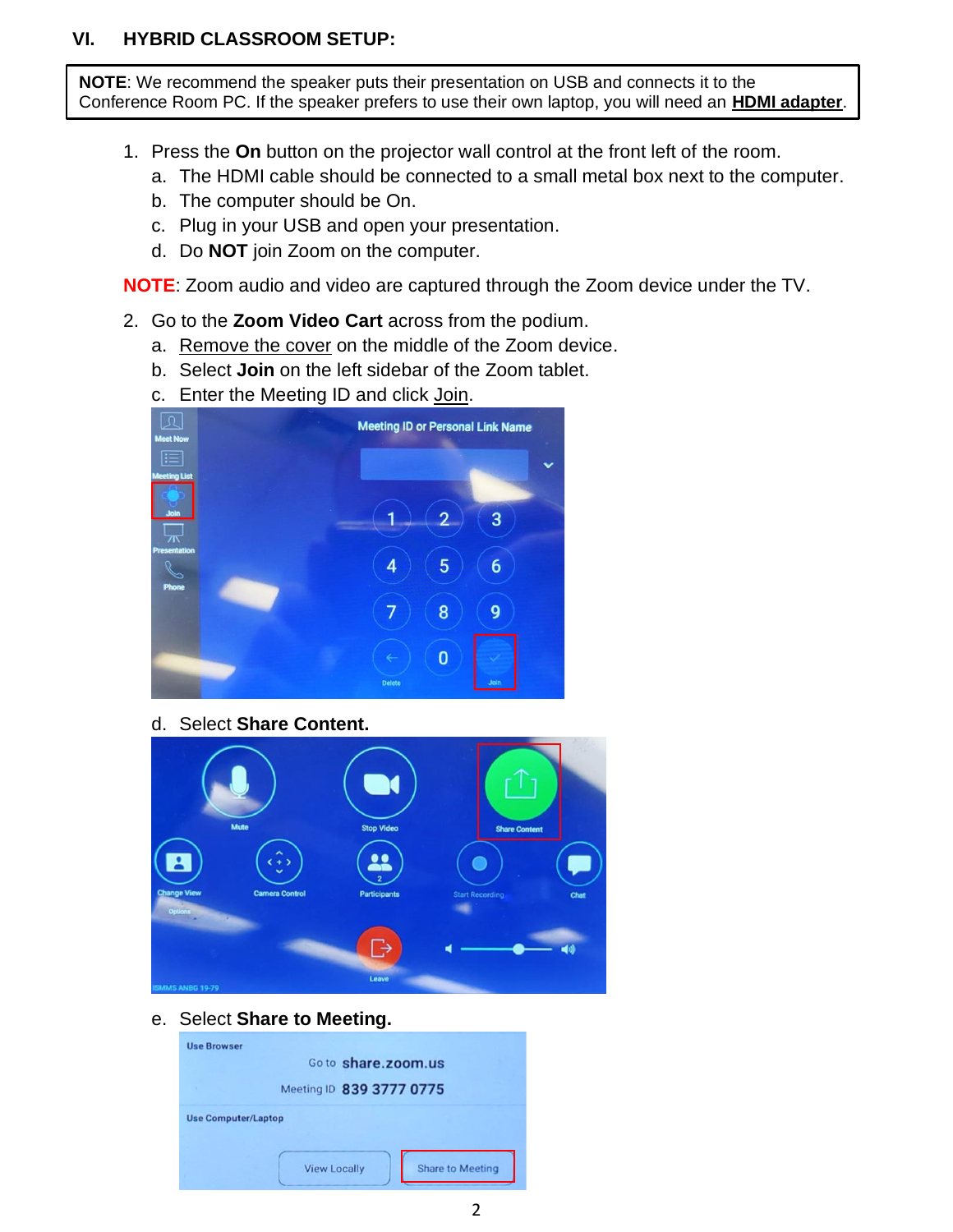## VI. HYBRID CLASSROOM SETUP:

**NOTE**: We recommend the speaker puts their presentation on USB and connects it to the Conference Room PC. If the speaker prefers to use their own laptop, you will need an **HDMI adapter**.

1. Press the **On** button on the projector wall control at the front left of the room.
   a. The HDMI cable should be connected to a small metal box next to the computer.
   b. The computer should be On.
   c. Plug in your USB and open your presentation.
   d. Do **NOT** join Zoom on the computer.

**NOTE**: Zoom audio and video are captured through the Zoom device under the TV.

2. Go to the **Zoom Video Cart** across from the podium.
   a. Remove the cover on the middle of the Zoom device.
   b. Select **Join** on the left sidebar of the Zoom tablet.
   c. Enter the Meeting ID and click Join.
   d. Select **Share Content.**
   e. Select **Share to Meeting.**